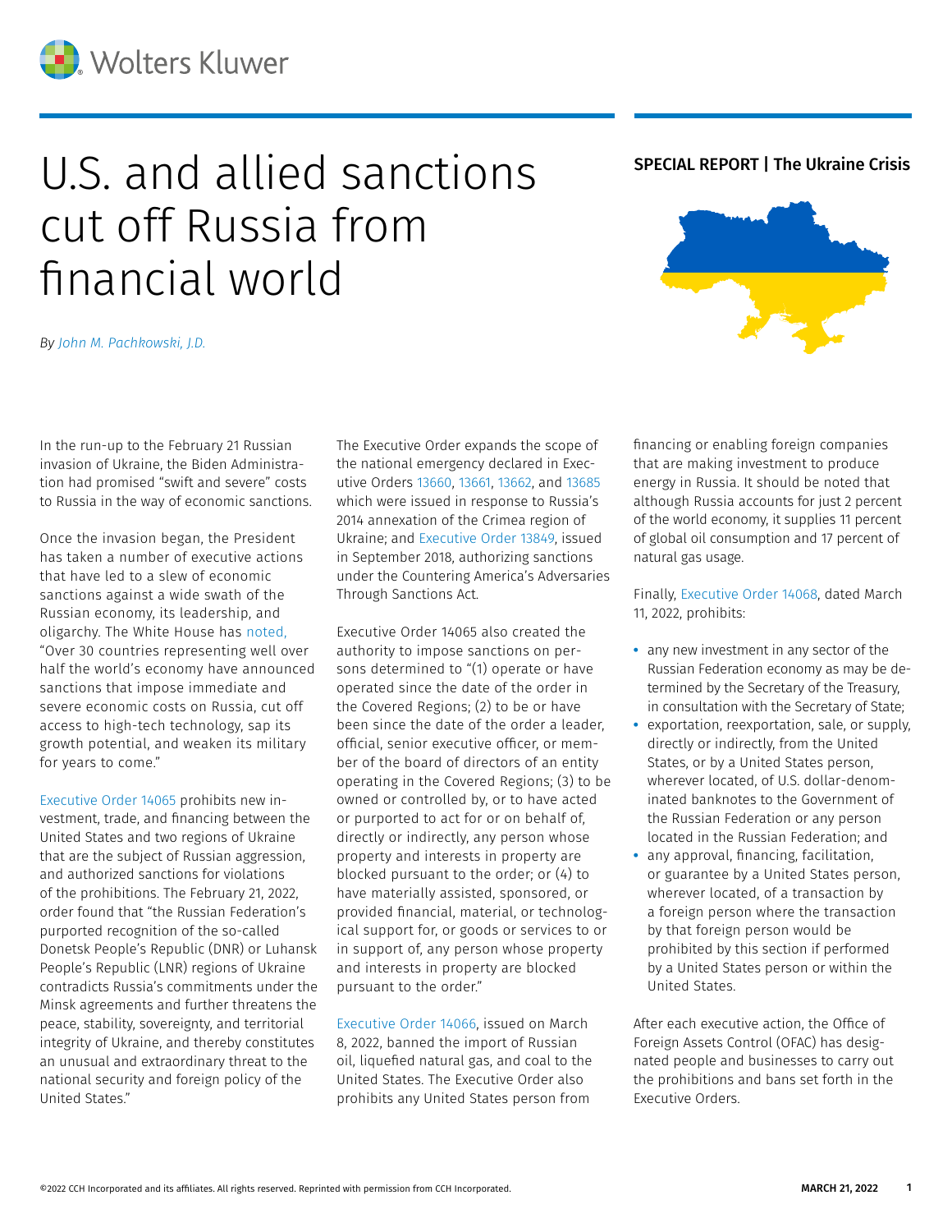# U.S. and allied sanctions cut off Russia from financial world

**SPECIAL REPORT | The Ukraine Crisis**

*By John M. Pachkowski, J.D.*

In the run-up to the February 21 Russian invasion of Ukraine, the Biden Administration had promised "swift and severe" costs to Russia in the way of economic sanctions.

Once the invasion began, the President has taken a number of executive actions that have led to a slew of economic sanctions against a wide swath of the Russian economy, its leadership, and oligarchy. The White House has noted, "Over 30 countries representing well over half the world's economy have announced sanctions that impose immediate and severe economic costs on Russia, cut off access to high-tech technology, sap its growth potential, and weaken its military for years to come."

Executive Order 14065 prohibits new investment, trade, and financing between the United States and two regions of Ukraine that are the subject of Russian aggression, and authorized sanctions for violations of the prohibitions. The February 21, 2022, order found that "the Russian Federation's purported recognition of the so-called Donetsk People's Republic (DNR) or Luhansk People's Republic (LNR) regions of Ukraine contradicts Russia's commitments under the Minsk agreements and further threatens the peace, stability, sovereignty, and territorial integrity of Ukraine, and thereby constitutes an unusual and extraordinary threat to the national security and foreign policy of the United States."

The Executive Order expands the scope of the national emergency declared in Executive Orders 13660, 13661, 13662, and 13685 which were issued in response to Russia's 2014 annexation of the Crimea region of Ukraine; and Executive Order 13849, issued in September 2018, authorizing sanctions under the Countering America's Adversaries Through Sanctions Act.

Executive Order 14065 also created the authority to impose sanctions on persons determined to "(1) operate or have operated since the date of the order in the Covered Regions; (2) to be or have been since the date of the order a leader, official, senior executive officer, or member of the board of directors of an entity operating in the Covered Regions; (3) to be owned or controlled by, or to have acted or purported to act for or on behalf of, directly or indirectly, any person whose property and interests in property are blocked pursuant to the order; or (4) to have materially assisted, sponsored, or provided financial, material, or technological support for, or goods or services to or in support of, any person whose property and interests in property are blocked pursuant to the order."

Executive Order 14066, issued on March 8, 2022, banned the import of Russian oil, liquefied natural gas, and coal to the United States. The Executive Order also prohibits any United States person from financing or enabling foreign companies that are making investment to produce energy in Russia. It should be noted that although Russia accounts for just 2 percent of the world economy, it supplies 11 percent of global oil consumption and 17 percent of natural gas usage.

Finally, Executive Order 14068, dated March 11, 2022, prohibits:

- any new investment in any sector of the Russian Federation economy as may be determined by the Secretary of the Treasury, in consultation with the Secretary of State;
- exportation, reexportation, sale, or supply, directly or indirectly, from the United States, or by a United States person, wherever located, of U.S. dollar-denominated banknotes to the Government of the Russian Federation or any person located in the Russian Federation; and
- any approval, financing, facilitation, or guarantee by a United States person, wherever located, of a transaction by a foreign person where the transaction by that foreign person would be prohibited by this section if performed by a United States person or within the United States.

After each executive action, the Office of Foreign Assets Control (OFAC) has designated people and businesses to carry out the prohibitions and bans set forth in the Executive Orders.

©2022 CCH Incorporated and its affiliates. All rights reserved. Reprinted with permission from CCH Incorporated.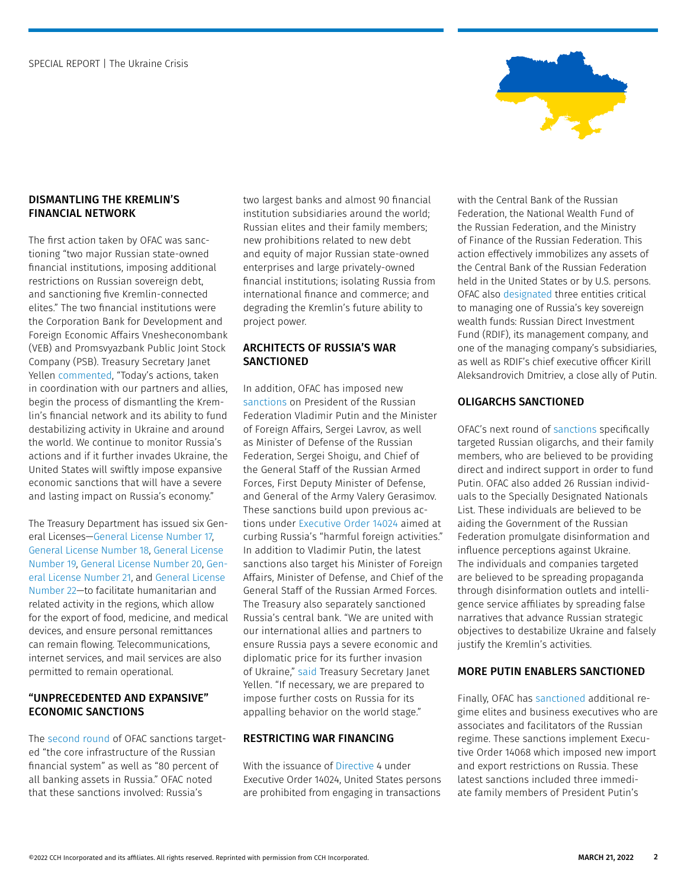## DISMANTLING THE KREMLIN'S FINANCIAL NETWORK

The first action taken by OFAC was sanctioning "two major Russian state-owned financial institutions, imposing additional restrictions on Russian sovereign debt, and sanctioning five Kremlin-connected elites." The two financial institutions were the Corporation Bank for Development and Foreign Economic Affairs Vnesheconombank (VEB) and Promsvyazbank Public Joint Stock Company (PSB). Treasury Secretary Janet Yellen commented, "Today's actions, taken in coordination with our partners and allies, begin the process of dismantling the Kremlin's financial network and its ability to fund destabilizing activity in Ukraine and around the world. We continue to monitor Russia's actions and if it further invades Ukraine, the United States will swiftly impose expansive economic sanctions that will have a severe and lasting impact on Russia's economy."

The Treasury Department has issued six General Licenses—General License Number 17, General License Number 18, General License Number 19, General License Number 20, General License Number 21, and General License Number 22—to facilitate humanitarian and related activity in the regions, which allow for the export of food, medicine, and medical devices, and ensure personal remittances can remain flowing. Telecommunications, internet services, and mail services are also permitted to remain operational.

## "UNPRECEDENTED AND EXPANSIVE" ECONOMIC SANCTIONS

The second round of OFAC sanctions targeted "the core infrastructure of the Russian financial system" as well as "80 percent of all banking assets in Russia." OFAC noted that these sanctions involved: Russia's two largest banks and almost 90 financial institution subsidiaries around the world; Russian elites and their family members; new prohibitions related to new debt and equity of major Russian state-owned enterprises and large privately-owned financial institutions; isolating Russia from international finance and commerce; and degrading the Kremlin's future ability to project power.

## ARCHITECTS OF RUSSIA'S WAR SANCTIONED

In addition, OFAC has imposed new sanctions on President of the Russian Federation Vladimir Putin and the Minister of Foreign Affairs, Sergei Lavrov, as well as Minister of Defense of the Russian Federation, Sergei Shoigu, and Chief of the General Staff of the Russian Armed Forces, First Deputy Minister of Defense, and General of the Army Valery Gerasimov. These sanctions build upon previous actions under Executive Order 14024 aimed at curbing Russia's "harmful foreign activities." In addition to Vladimir Putin, the latest sanctions also target his Minister of Foreign Affairs, Minister of Defense, and Chief of the General Staff of the Russian Armed Forces. The Treasury also separately sanctioned Russia's central bank. "We are united with our international allies and partners to ensure Russia pays a severe economic and diplomatic price for its further invasion of Ukraine," said Treasury Secretary Janet Yellen. "If necessary, we are prepared to impose further costs on Russia for its appalling behavior on the world stage."

## RESTRICTING WAR FINANCING

With the issuance of Directive 4 under Executive Order 14024, United States persons are prohibited from engaging in transactions with the Central Bank of the Russian Federation, the National Wealth Fund of the Russian Federation, and the Ministry of Finance of the Russian Federation. This action effectively immobilizes any assets of the Central Bank of the Russian Federation held in the United States or by U.S. persons. OFAC also designated three entities critical to managing one of Russia's key sovereign wealth funds: Russian Direct Investment Fund (RDIF), its management company, and one of the managing company's subsidiaries, as well as RDIF's chief executive officer Kirill Aleksandrovich Dmitriev, a close ally of Putin.

## OLIGARCHS SANCTIONED

OFAC's next round of sanctions specifically targeted Russian oligarchs, and their family members, who are believed to be providing direct and indirect support in order to fund Putin. OFAC also added 26 Russian individuals to the Specially Designated Nationals List. These individuals are believed to be aiding the Government of the Russian Federation promulgate disinformation and influence perceptions against Ukraine. The individuals and companies targeted are believed to be spreading propaganda through disinformation outlets and intelligence service affiliates by spreading false narratives that advance Russian strategic objectives to destabilize Ukraine and falsely justify the Kremlin's activities.

## MORE PUTIN ENABLERS SANCTIONED

Finally, OFAC has sanctioned additional regime elites and business executives who are associates and facilitators of the Russian regime. These sanctions implement Executive Order 14068 which imposed new import and export restrictions on Russia. These latest sanctions included three immediate family members of President Putin's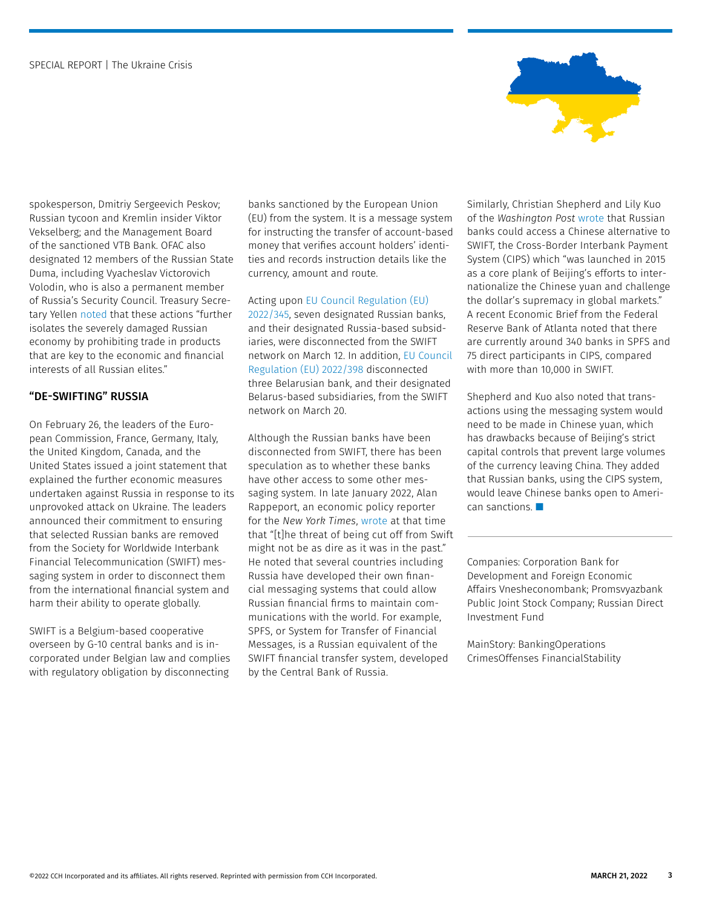spokesperson, Dmitriy Sergeevich Peskov; Russian tycoon and Kremlin insider Viktor Vekselberg; and the Management Board of the sanctioned VTB Bank. OFAC also designated 12 members of the Russian State Duma, including Vyacheslav Victorovich Volodin, who is also a permanent member of Russia's Security Council. Treasury Secretary Yellen noted that these actions "further isolates the severely damaged Russian economy by prohibiting trade in products that are key to the economic and financial interests of all Russian elites."

## "DE-SWIFTING" RUSSIA

On February 26, the leaders of the European Commission, France, Germany, Italy, the United Kingdom, Canada, and the United States issued a joint statement that explained the further economic measures undertaken against Russia in response to its unprovoked attack on Ukraine. The leaders announced their commitment to ensuring that selected Russian banks are removed from the Society for Worldwide Interbank Financial Telecommunication (SWIFT) messaging system in order to disconnect them from the international financial system and harm their ability to operate globally.

SWIFT is a Belgium-based cooperative overseen by G-10 central banks and is incorporated under Belgian law and complies with regulatory obligation by disconnecting banks sanctioned by the European Union (EU) from the system. It is a message system for instructing the transfer of account-based money that verifies account holders' identities and records instruction details like the currency, amount and route.

Acting upon EU Council Regulation (EU) 2022/345, seven designated Russian banks, and their designated Russia-based subsidiaries, were disconnected from the SWIFT network on March 12. In addition, EU Council Regulation (EU) 2022/398 disconnected three Belarusian bank, and their designated Belarus-based subsidiaries, from the SWIFT network on March 20.

Although the Russian banks have been disconnected from SWIFT, there has been speculation as to whether these banks have other access to some other messaging system. In late January 2022, Alan Rappeport, an economic policy reporter for the *New York Times*, wrote at that time that "[t]he threat of being cut off from Swift might not be as dire as it was in the past." He noted that several countries including Russia have developed their own financial messaging systems that could allow Russian financial firms to maintain communications with the world. For example, SPFS, or System for Transfer of Financial Messages, is a Russian equivalent of the SWIFT financial transfer system, developed by the Central Bank of Russia.

Similarly, Christian Shepherd and Lily Kuo of the *Washington Post* wrote that Russian banks could access a Chinese alternative to SWIFT, the Cross-Border Interbank Payment System (CIPS) which "was launched in 2015 as a core plank of Beijing's efforts to internationalize the Chinese yuan and challenge the dollar's supremacy in global markets." A recent Economic Brief from the Federal Reserve Bank of Atlanta noted that there are currently around 340 banks in SPFS and 75 direct participants in CIPS, compared with more than 10,000 in SWIFT.

Shepherd and Kuo also noted that transactions using the messaging system would need to be made in Chinese yuan, which has drawbacks because of Beijing's strict capital controls that prevent large volumes of the currency leaving China. They added that Russian banks, using the CIPS system, would leave Chinese banks open to American sanctions. ■

---

Companies: Corporation Bank for Development and Foreign Economic Affairs Vnesheconombank; Promsvyazbank Public Joint Stock Company; Russian Direct Investment Fund

MainStory: BankingOperations CrimesOffenses FinancialStability